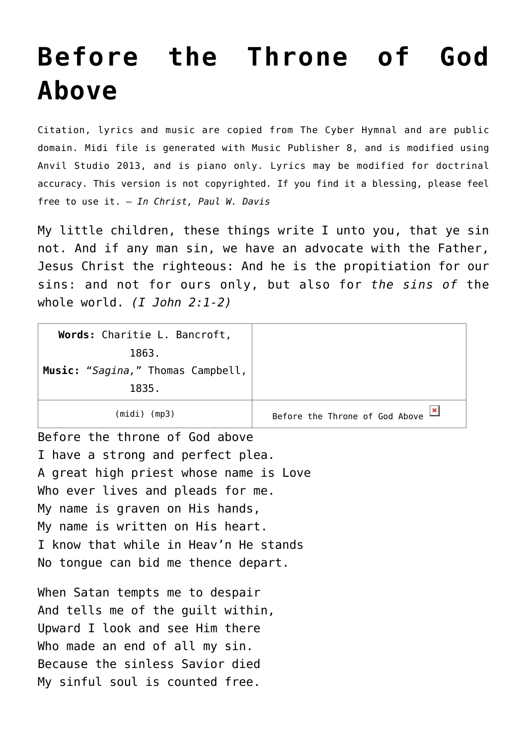# Before the Throne of God Above

Citation, lyrics and music are copied from The Cyber Hymnal and are public domain. Midi file is generated with Music Publisher 8, and is modified using Anvil Studio 2013, and is piano only. Lyrics may be modified for doctrinal accuracy. This version is not copyrighted. If you find it a blessing, please feel free to use it. – *In Christ, Paul W. Davis*

My little children, these things write I unto you, that ye sin not. And if any man sin, we have an advocate with the Father, Jesus Christ the righteous: And he is the propitiation for our sins: and not for ours only, but also for *the sins of* the whole world. *(I John 2:1-2)*

| **Words:** Charitie L. Bancroft, 1863. **Music:** "*Sagina,*" Thomas Campbell, 1835. | |
|---|---|
| (midi) (mp3) | Before the Throne of God Above |

Before the throne of God above
I have a strong and perfect plea.
A great high priest whose name is Love
Who ever lives and pleads for me.
My name is graven on His hands,
My name is written on His heart.
I know that while in Heav'n He stands
No tongue can bid me thence depart.

When Satan tempts me to despair
And tells me of the guilt within,
Upward I look and see Him there
Who made an end of all my sin.
Because the sinless Savior died
My sinful soul is counted free.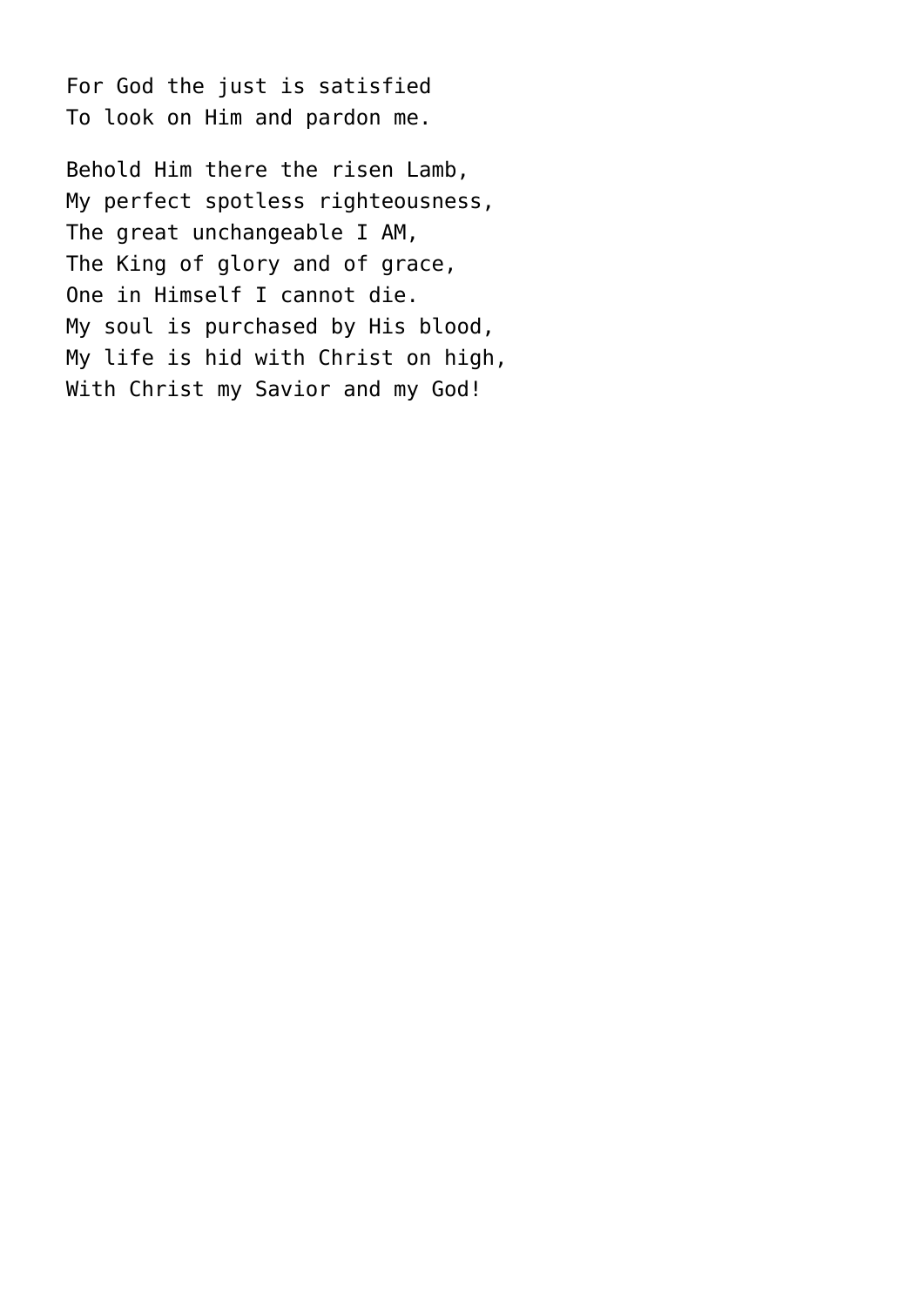For God the just is satisfied  
To look on Him and pardon me.

Behold Him there the risen Lamb,  
My perfect spotless righteousness,  
The great unchangeable I AM,  
The King of glory and of grace,  
One in Himself I cannot die.  
My soul is purchased by His blood,  
My life is hid with Christ on high,  
With Christ my Savior and my God!